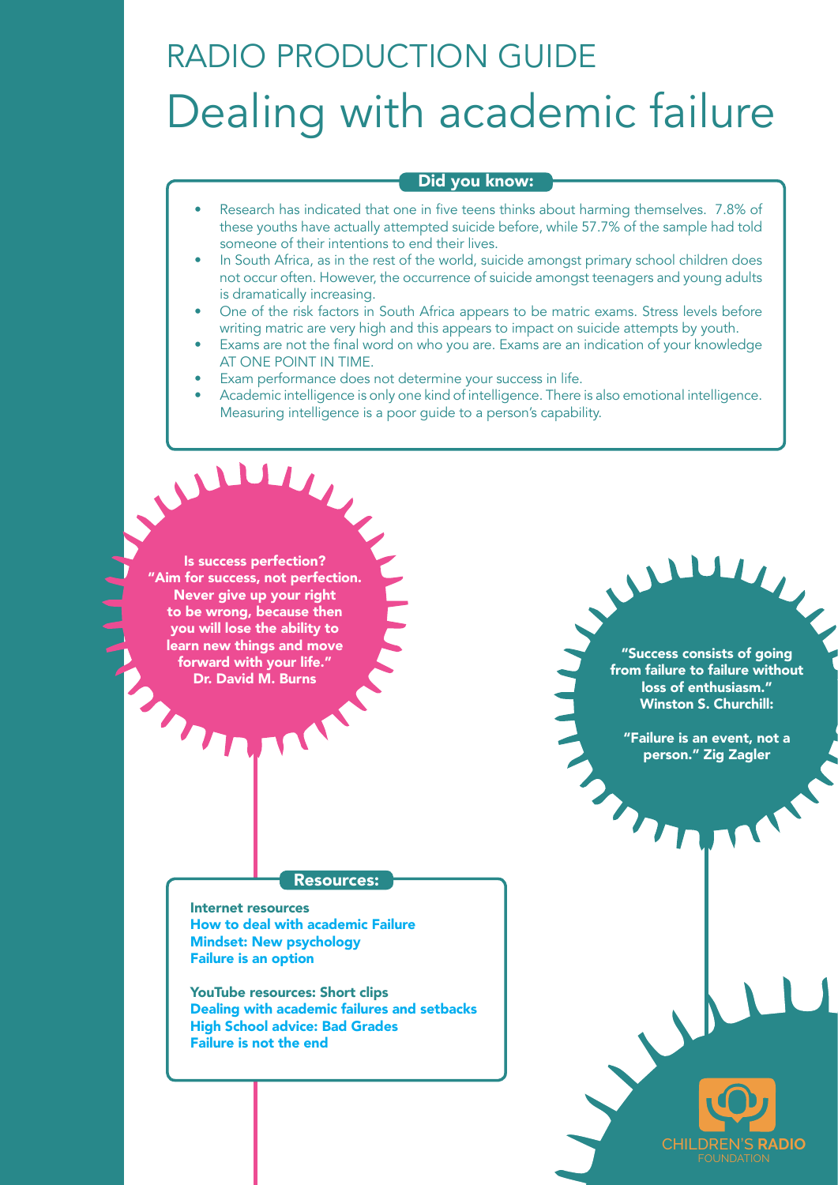# RADIO PRODUCTION GUIDE

# Dealing with academic failure

## Did you know:

- Research has indicated that one in five teens thinks about harming themselves. 7.8% of these youths have actually attempted suicide before, while 57.7% of the sample had told someone of their intentions to end their lives.
- In South Africa, as in the rest of the world, suicide amongst primary school children does not occur often. However, the occurrence of suicide amongst teenagers and young adults is dramatically increasing.
- One of the risk factors in South Africa appears to be matric exams. Stress levels before writing matric are very high and this appears to impact on suicide attempts by youth.
- Exams are not the final word on who you are. Exams are an indication of your knowledge AT ONE POINT IN TIME.
- Exam performance does not determine your success in life.
- Academic intelligence is only one kind of intelligence. There is also emotional intelligence. Measuring intelligence is a poor guide to a person's capability.

**Is success perfection?**
**"Aim for success, not perfection. Never give up your right to be wrong, because then you will lose the ability to learn new things and move forward with your life."**
**Dr. David M. Burns**

**"Success consists of going from failure to failure without loss of enthusiasm."**
**Winston S. Churchill:**

**"Failure is an event, not a person." Zig Zagler**

## Resources:

**Internet resources**
**How to deal with academic Failure**
**Mindset: New psychology**
**Failure is an option**

**YouTube resources: Short clips**
**Dealing with academic failures and setbacks**
**High School advice: Bad Grades**
**Failure is not the end**

CHILDREN'S RADIO FOUNDATION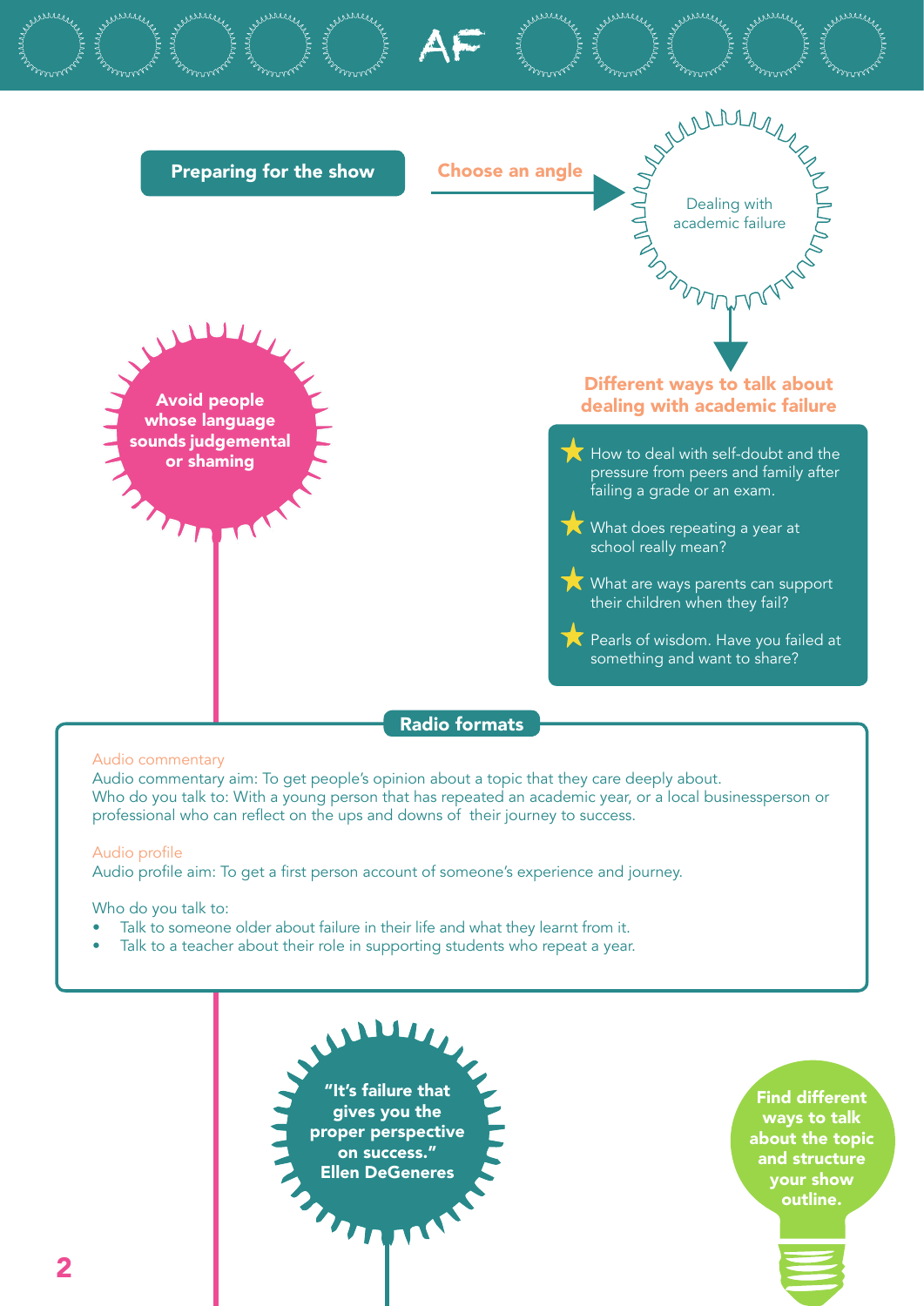AF

## Preparing for the show

**Choose an angle**

Dealing with academic failure

**Avoid people whose language sounds judgemental or shaming**

### Different ways to talk about dealing with academic failure

- How to deal with self-doubt and the pressure from peers and family after failing a grade or an exam.
- What does repeating a year at school really mean?
- What are ways parents can support their children when they fail?
- Pearls of wisdom. Have you failed at something and want to share?

## Radio formats

Audio commentary

Audio commentary aim: To get people's opinion about a topic that they care deeply about.
Who do you talk to: With a young person that has repeated an academic year, or a local businessperson or professional who can reflect on the ups and downs of their journey to success.

Audio profile

Audio profile aim: To get a first person account of someone's experience and journey.

Who do you talk to:

- Talk to someone older about failure in their life and what they learnt from it.
- Talk to a teacher about their role in supporting students who repeat a year.

**"It's failure that gives you the proper perspective on success." Ellen DeGeneres**

**Find different ways to talk about the topic and structure your show outline.**